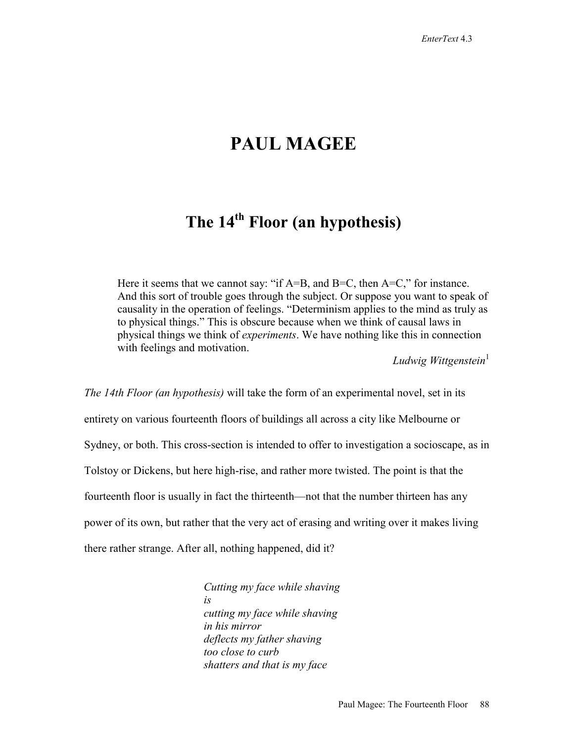# PAUL MAGEE

## The 14th Floor (an hypothesis)

> Here it seems that we cannot say: "if A=B, and B=C, then A=C," for instance. And this sort of trouble goes through the subject. Or suppose you want to speak of causality in the operation of feelings. "Determinism applies to the mind as truly as to physical things." This is obscure because when we think of causal laws in physical things we think of *experiments*. We have nothing like this in connection with feelings and motivation.
>
> *Ludwig Wittgenstein*[1]

*The 14th Floor (an hypothesis)* will take the form of an experimental novel, set in its entirety on various fourteenth floors of buildings all across a city like Melbourne or Sydney, or both. This cross-section is intended to offer to investigation a socioscape, as in Tolstoy or Dickens, but here high-rise, and rather more twisted. The point is that the fourteenth floor is usually in fact the thirteenth—not that the number thirteen has any power of its own, but rather that the very act of erasing and writing over it makes living there rather strange. After all, nothing happened, did it?

*Cutting my face while shaving*
*is*
*cutting my face while shaving*
*in his mirror*
*deflects my father shaving*
*too close to curb*
*shatters and that is my face*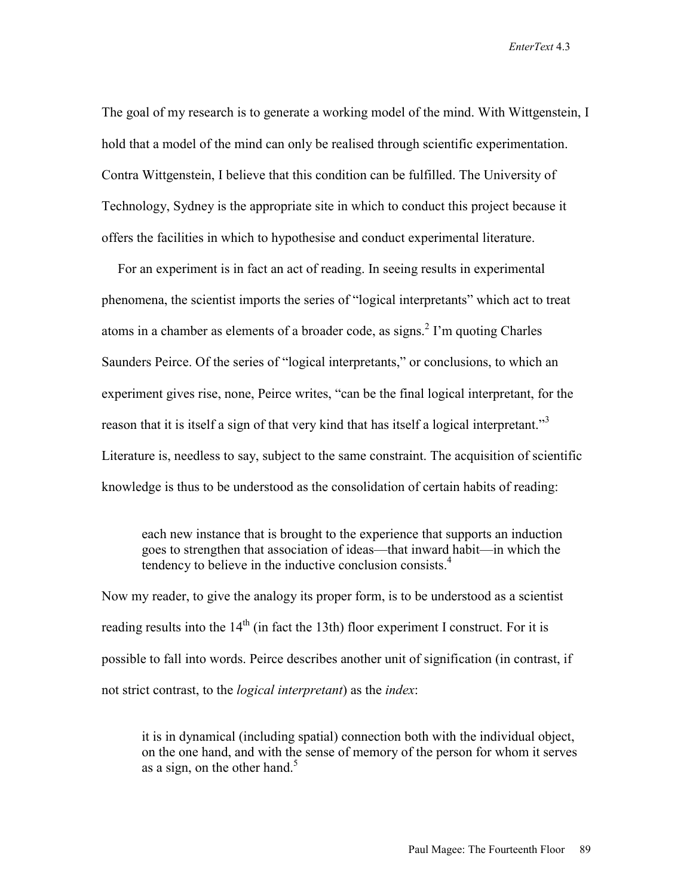The goal of my research is to generate a working model of the mind. With Wittgenstein, I hold that a model of the mind can only be realised through scientific experimentation. Contra Wittgenstein, I believe that this condition can be fulfilled. The University of Technology, Sydney is the appropriate site in which to conduct this project because it offers the facilities in which to hypothesise and conduct experimental literature.

For an experiment is in fact an act of reading. In seeing results in experimental phenomena, the scientist imports the series of "logical interpretants" which act to treat atoms in a chamber as elements of a broader code, as signs.[2] I'm quoting Charles Saunders Peirce. Of the series of "logical interpretants," or conclusions, to which an experiment gives rise, none, Peirce writes, "can be the final logical interpretant, for the reason that it is itself a sign of that very kind that has itself a logical interpretant."[3] Literature is, needless to say, subject to the same constraint. The acquisition of scientific knowledge is thus to be understood as the consolidation of certain habits of reading:

> each new instance that is brought to the experience that supports an induction goes to strengthen that association of ideas—that inward habit—in which the tendency to believe in the inductive conclusion consists.[4]

Now my reader, to give the analogy its proper form, is to be understood as a scientist reading results into the 14th (in fact the 13th) floor experiment I construct. For it is possible to fall into words. Peirce describes another unit of signification (in contrast, if not strict contrast, to the *logical interpretant*) as the *index*:

> it is in dynamical (including spatial) connection both with the individual object, on the one hand, and with the sense of memory of the person for whom it serves as a sign, on the other hand.[5]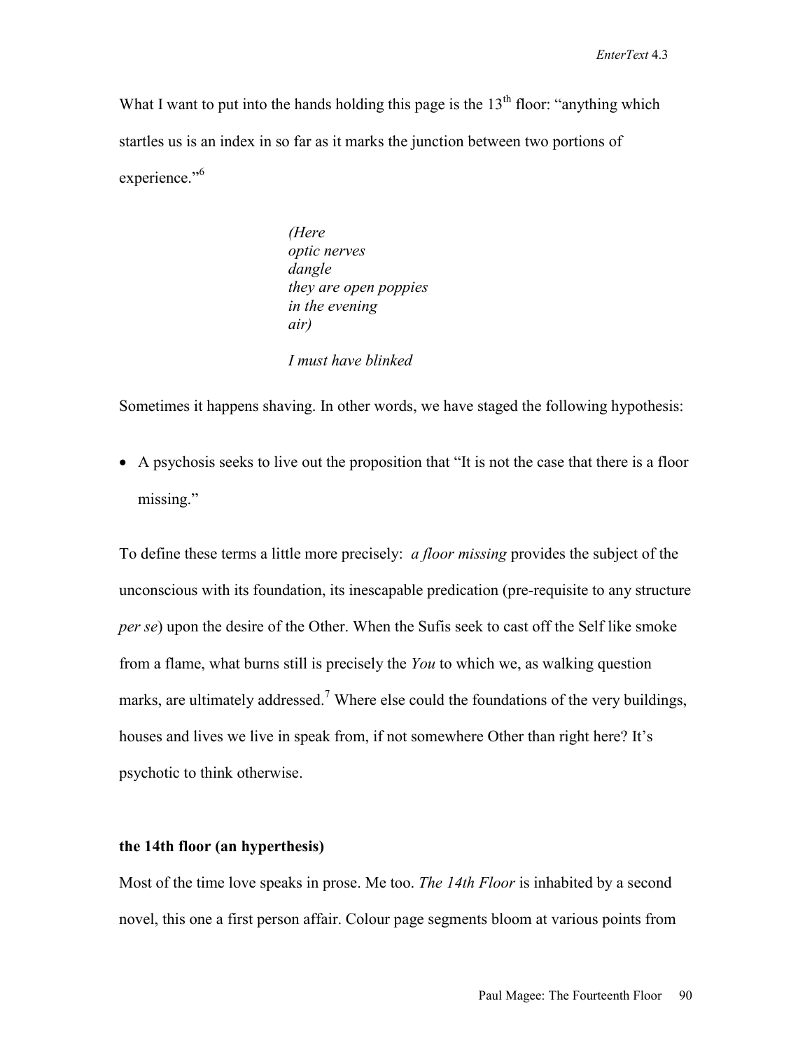What I want to put into the hands holding this page is the 13th floor: "anything which startles us is an index in so far as it marks the junction between two portions of experience."[6]

> *(Here*
> *optic nerves*
> *dangle*
> *they are open poppies*
> *in the evening*
> *air)*
>
> *I must have blinked*

Sometimes it happens shaving. In other words, we have staged the following hypothesis:

- A psychosis seeks to live out the proposition that "It is not the case that there is a floor missing."

To define these terms a little more precisely: *a floor missing* provides the subject of the unconscious with its foundation, its inescapable predication (pre-requisite to any structure *per se*) upon the desire of the Other. When the Sufis seek to cast off the Self like smoke from a flame, what burns still is precisely the *You* to which we, as walking question marks, are ultimately addressed.[7] Where else could the foundations of the very buildings, houses and lives we live in speak from, if not somewhere Other than right here? It's psychotic to think otherwise.

**the 14th floor (an hyperthesis)**

Most of the time love speaks in prose. Me too. *The 14th Floor* is inhabited by a second novel, this one a first person affair. Colour page segments bloom at various points from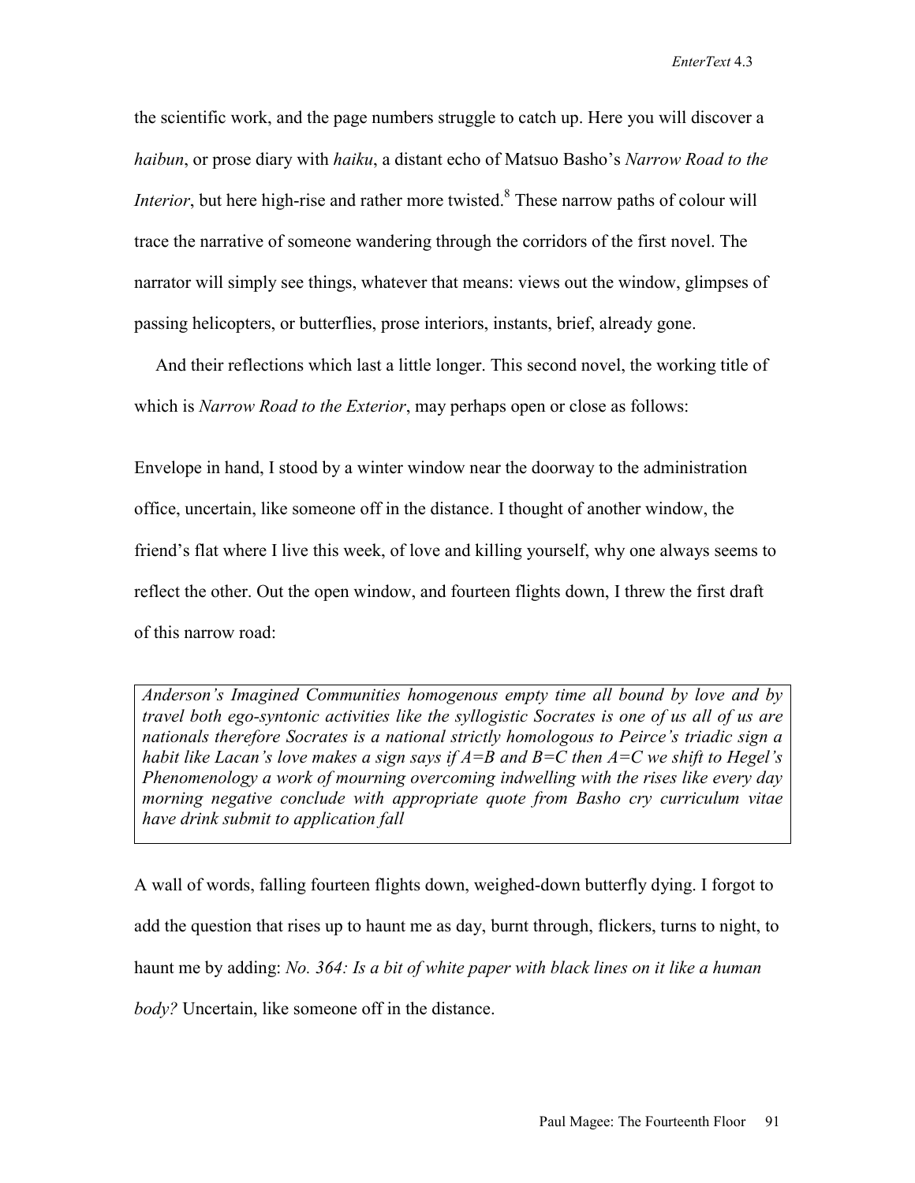the scientific work, and the page numbers struggle to catch up. Here you will discover a *haibun*, or prose diary with *haiku*, a distant echo of Matsuo Basho's *Narrow Road to the Interior*, but here high-rise and rather more twisted.[8] These narrow paths of colour will trace the narrative of someone wandering through the corridors of the first novel. The narrator will simply see things, whatever that means: views out the window, glimpses of passing helicopters, or butterflies, prose interiors, instants, brief, already gone.

And their reflections which last a little longer. This second novel, the working title of which is *Narrow Road to the Exterior*, may perhaps open or close as follows:

Envelope in hand, I stood by a winter window near the doorway to the administration office, uncertain, like someone off in the distance. I thought of another window, the friend's flat where I live this week, of love and killing yourself, why one always seems to reflect the other. Out the open window, and fourteen flights down, I threw the first draft of this narrow road:

> *Anderson's Imagined Communities homogenous empty time all bound by love and by travel both ego-syntonic activities like the syllogistic Socrates is one of us all of us are nationals therefore Socrates is a national strictly homologous to Peirce's triadic sign a habit like Lacan's love makes a sign says if A=B and B=C then A=C we shift to Hegel's Phenomenology a work of mourning overcoming indwelling with the rises like every day morning negative conclude with appropriate quote from Basho cry curriculum vitae have drink submit to application fall*

A wall of words, falling fourteen flights down, weighed-down butterfly dying. I forgot to add the question that rises up to haunt me as day, burnt through, flickers, turns to night, to haunt me by adding: *No. 364: Is a bit of white paper with black lines on it like a human body?* Uncertain, like someone off in the distance.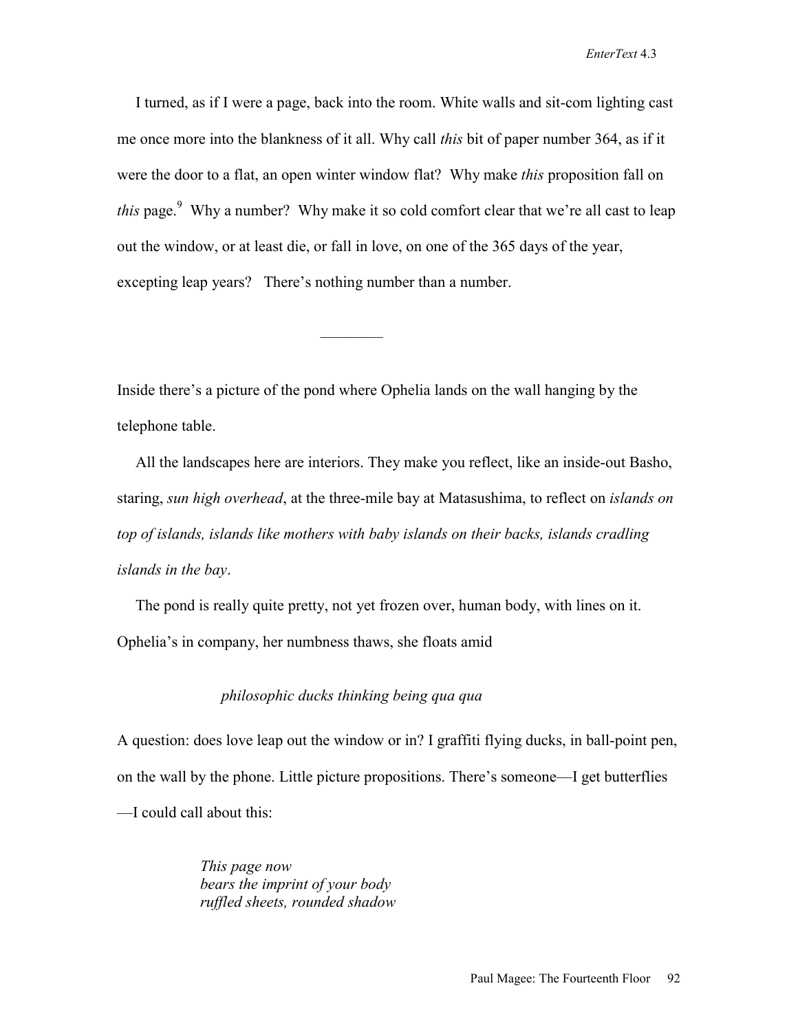I turned, as if I were a page, back into the room. White walls and sit-com lighting cast me once more into the blankness of it all. Why call *this* bit of paper number 364, as if it were the door to a flat, an open winter window flat? Why make *this* proposition fall on *this* page.[9] Why a number? Why make it so cold comfort clear that we're all cast to leap out the window, or at least die, or fall in love, on one of the 365 days of the year, excepting leap years? There's nothing number than a number.

————

Inside there's a picture of the pond where Ophelia lands on the wall hanging by the telephone table.

All the landscapes here are interiors. They make you reflect, like an inside-out Basho, staring, *sun high overhead*, at the three-mile bay at Matasushima, to reflect on *islands on top of islands, islands like mothers with baby islands on their backs, islands cradling islands in the bay*.

The pond is really quite pretty, not yet frozen over, human body, with lines on it. Ophelia's in company, her numbness thaws, she floats amid

> *philosophic ducks thinking being qua qua*

A question: does love leap out the window or in? I graffiti flying ducks, in ball-point pen, on the wall by the phone. Little picture propositions. There's someone—I get butterflies—I could call about this:

> *This page now*
> *bears the imprint of your body*
> *ruffled sheets, rounded shadow*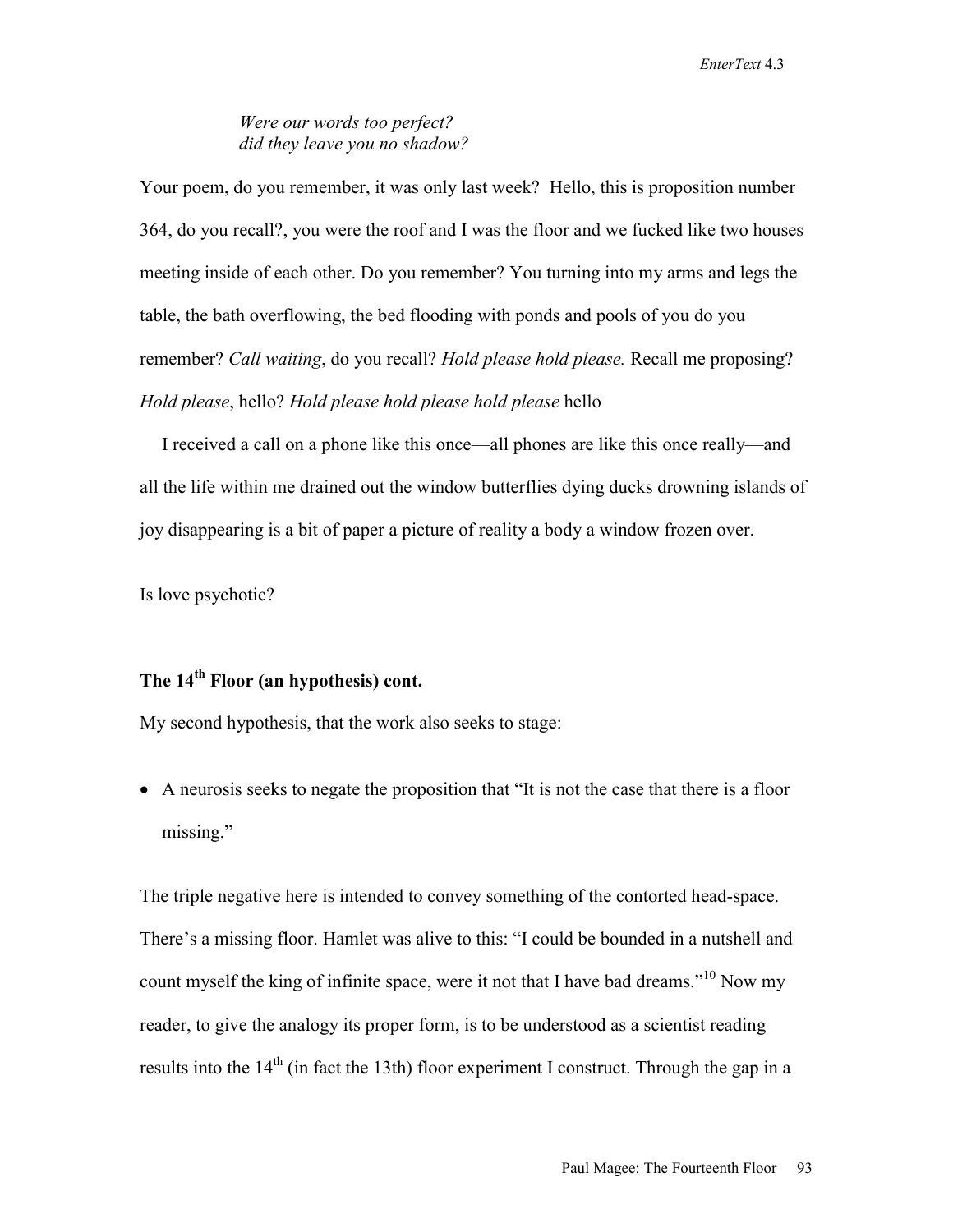*Were our words too perfect?*
*did they leave you no shadow?*

Your poem, do you remember, it was only last week? Hello, this is proposition number 364, do you recall?, you were the roof and I was the floor and we fucked like two houses meeting inside of each other. Do you remember? You turning into my arms and legs the table, the bath overflowing, the bed flooding with ponds and pools of you do you remember? *Call waiting*, do you recall? *Hold please hold please.* Recall me proposing? *Hold please*, hello? *Hold please hold please hold please* hello

I received a call on a phone like this once—all phones are like this once really—and all the life within me drained out the window butterflies dying ducks drowning islands of joy disappearing is a bit of paper a picture of reality a body a window frozen over.

Is love psychotic?

### The 14th Floor (an hypothesis) cont.

My second hypothesis, that the work also seeks to stage:

- A neurosis seeks to negate the proposition that "It is not the case that there is a floor missing."

The triple negative here is intended to convey something of the contorted head-space. There's a missing floor. Hamlet was alive to this: "I could be bounded in a nutshell and count myself the king of infinite space, were it not that I have bad dreams."[10] Now my reader, to give the analogy its proper form, is to be understood as a scientist reading results into the 14th (in fact the 13th) floor experiment I construct. Through the gap in a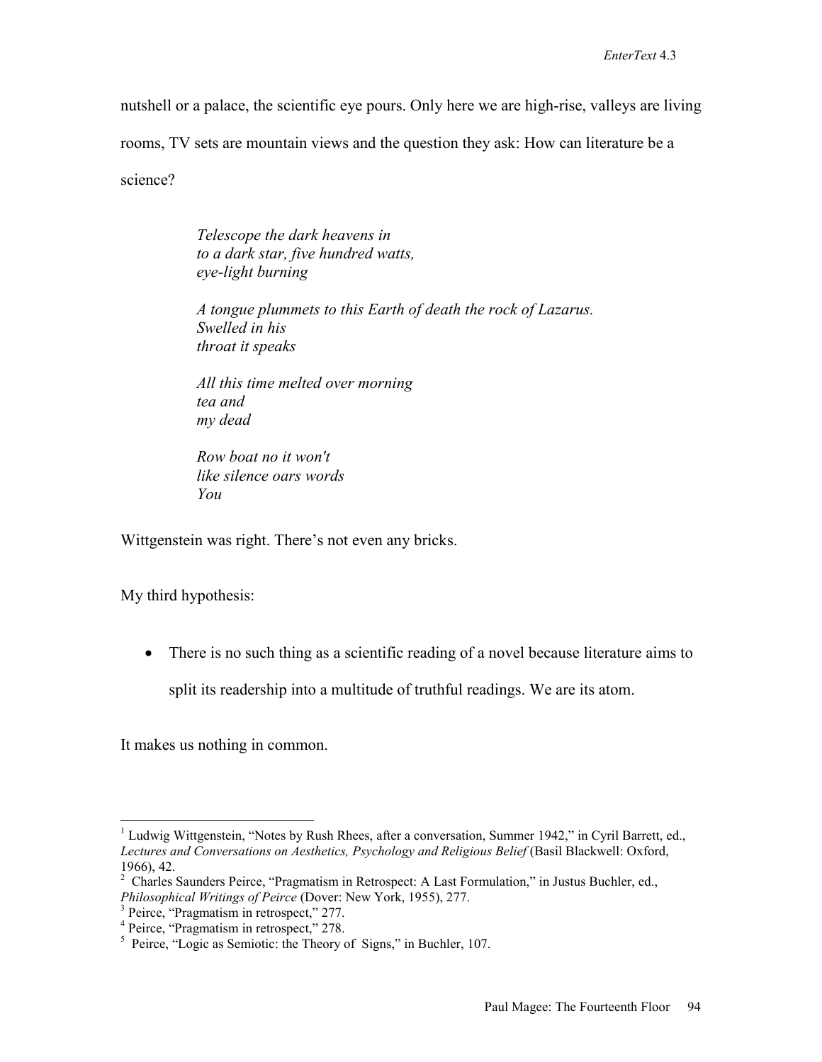nutshell or a palace, the scientific eye pours. Only here we are high-rise, valleys are living rooms, TV sets are mountain views and the question they ask: How can literature be a science?

> *Telescope the dark heavens in*
> *to a dark star, five hundred watts,*
> *eye-light burning*
>
> *A tongue plummets to this Earth of death the rock of Lazarus.*
> *Swelled in his*
> *throat it speaks*
>
> *All this time melted over morning*
> *tea and*
> *my dead*
>
> *Row boat no it won't*
> *like silence oars words*
> *You*

Wittgenstein was right. There's not even any bricks.

My third hypothesis:

- There is no such thing as a scientific reading of a novel because literature aims to split its readership into a multitude of truthful readings. We are its atom.

It makes us nothing in common.

---

[1] Ludwig Wittgenstein, "Notes by Rush Rhees, after a conversation, Summer 1942," in Cyril Barrett, ed., *Lectures and Conversations on Aesthetics, Psychology and Religious Belief* (Basil Blackwell: Oxford, 1966), 42.

[2] Charles Saunders Peirce, "Pragmatism in Retrospect: A Last Formulation," in Justus Buchler, ed., *Philosophical Writings of Peirce* (Dover: New York, 1955), 277.

[3] Peirce, "Pragmatism in retrospect," 277.

[4] Peirce, "Pragmatism in retrospect," 278.

[5] Peirce, "Logic as Semiotic: the Theory of Signs," in Buchler, 107.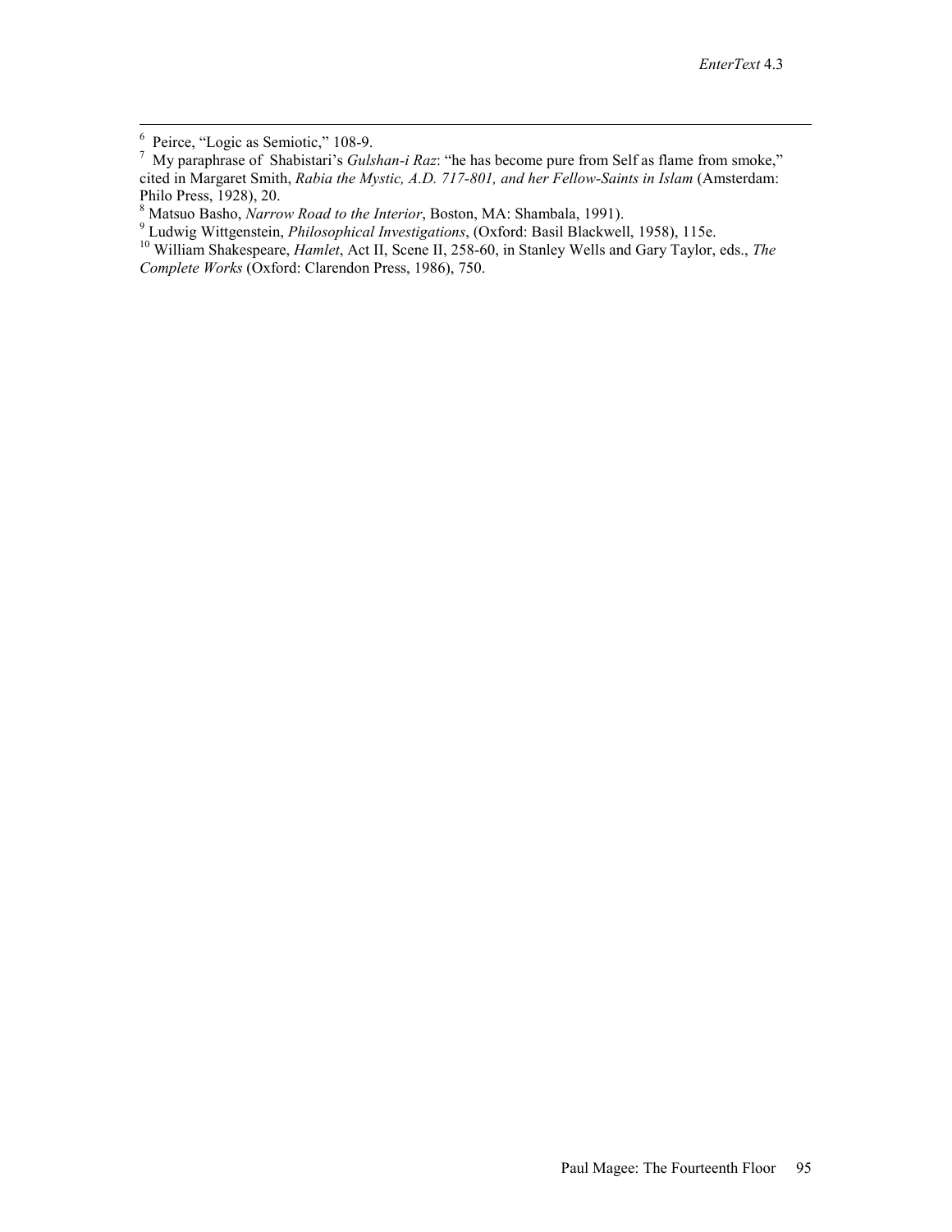[6] Peirce, "Logic as Semiotic," 108-9.

[7] My paraphrase of Shabistari's *Gulshan-i Raz*: "he has become pure from Self as flame from smoke," cited in Margaret Smith, *Rabia the Mystic, A.D. 717-801, and her Fellow-Saints in Islam* (Amsterdam: Philo Press, 1928), 20.

[8] Matsuo Basho, *Narrow Road to the Interior*, Boston, MA: Shambala, 1991).

[9] Ludwig Wittgenstein, *Philosophical Investigations*, (Oxford: Basil Blackwell, 1958), 115e.

[10] William Shakespeare, *Hamlet*, Act II, Scene II, 258-60, in Stanley Wells and Gary Taylor, eds., *The Complete Works* (Oxford: Clarendon Press, 1986), 750.